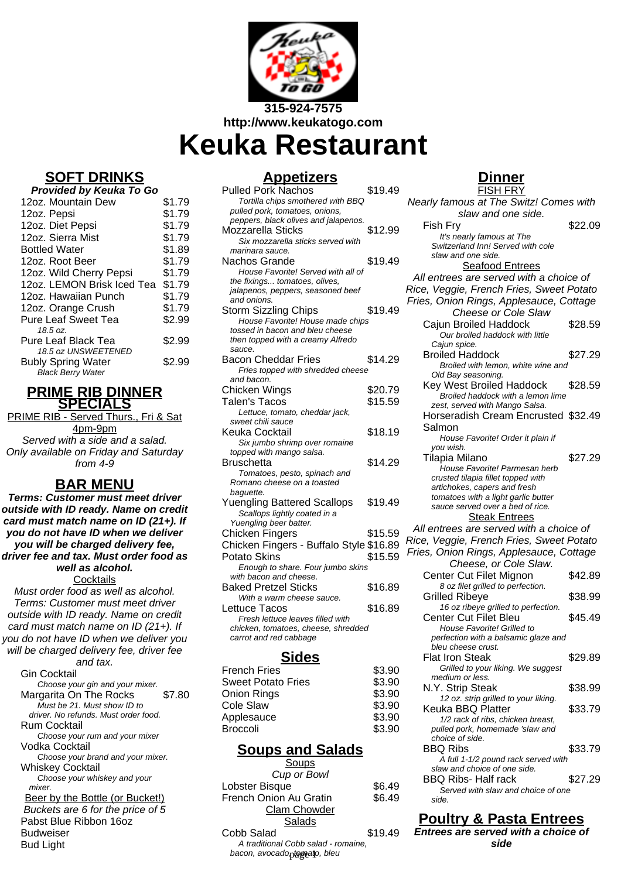315-924-7575
http://www.keukatogo.com

# Keuka Restaurant

## SOFT DRINKS

**Provided by Keuka To Go**

| Item | Price |
|---|---|
| 12oz. Mountain Dew | $1.79 |
| 12oz. Pepsi | $1.79 |
| 12oz. Diet Pepsi | $1.79 |
| 12oz. Sierra Mist | $1.79 |
| Bottled Water | $1.89 |
| 12oz. Root Beer | $1.79 |
| 12oz. Wild Cherry Pepsi | $1.79 |
| 12oz. LEMON Brisk Iced Tea | $1.79 |
| 12oz. Hawaiian Punch | $1.79 |
| 12oz. Orange Crush | $1.79 |
| Pure Leaf Sweet Tea *18.5 oz.* | $2.99 |
| Pure Leaf Black Tea *18.5 oz UNSWEETENED* | $2.99 |
| Bubly Spring Water *Black Berry Water* | $2.99 |

## PRIME RIB DINNER SPECIALS

PRIME RIB - Served Thurs., Fri & Sat 4pm-9pm

*Served with a side and a salad. Only available on Friday and Saturday from 4-9*

## BAR MENU

**Terms: Customer must meet driver outside with ID ready. Name on credit card must match name on ID (21+). If you do not have ID when we deliver you will be charged delivery fee, driver fee and tax. Must order food as well as alcohol.**

### Cocktails

*Must order food as well as alcohol. Terms: Customer must meet driver outside with ID ready. Name on credit card must match name on ID (21+). If you do not have ID when we deliver you will be charged delivery fee, driver fee and tax.*

- Gin Cocktail — *Choose your gin and your mixer.*
- Margarita On The Rocks — $7.80 — *Must be 21. Must show ID to driver. No refunds. Must order food.*
- Rum Cocktail — *Choose your rum and your mixer*
- Vodka Cocktail — *Choose your brand and your mixer.*
- Whiskey Cocktail — *Choose your whiskey and your mixer.*

### Beer by the Bottle (or Bucket!)

*Buckets are 6 for the price of 5*

- Pabst Blue Ribbon 16oz
- Budweiser
- Bud Light

## Appetizers

| Item | Price |
|---|---|
| Pulled Pork Nachos — *Tortilla chips smothered with BBQ pulled pork, tomatoes, onions, peppers, black olives and jalapenos.* | $19.49 |
| Mozzarella Sticks — *Six mozzarella sticks served with marinara sauce.* | $12.99 |
| Nachos Grande — *House Favorite! Served with all of the fixings... tomatoes, olives, jalapenos, peppers, seasoned beef and onions.* | $19.49 |
| Storm Sizzling Chips — *House Favorite! House made chips tossed in bacon and bleu cheese then topped with a creamy Alfredo sauce.* | $19.49 |
| Bacon Cheddar Fries — *Fries topped with shredded cheese and bacon.* | $14.29 |
| Chicken Wings | $20.79 |
| Talen's Tacos — *Lettuce, tomato, cheddar jack, sweet chili sauce* | $15.59 |
| Keuka Cocktail — *Six jumbo shrimp over romaine topped with mango salsa.* | $18.19 |
| Bruschetta — *Tomatoes, pesto, spinach and Romano cheese on a toasted baguette.* | $14.29 |
| Yuengling Battered Scallops — *Scallops lightly coated in a Yuengling beer batter.* | $19.49 |
| Chicken Fingers | $15.59 |
| Chicken Fingers - Buffalo Style | $16.89 |
| Potato Skins — *Enough to share. Four jumbo skins with bacon and cheese.* | $15.59 |
| Baked Pretzel Sticks — *With a warm cheese sauce.* | $16.89 |
| Lettuce Tacos — *Fresh lettuce leaves filled with chicken, tomatoes, cheese, shredded carrot and red cabbage* | $16.89 |

## Sides

| Item | Price |
|---|---|
| French Fries | $3.90 |
| Sweet Potato Fries | $3.90 |
| Onion Rings | $3.90 |
| Cole Slaw | $3.90 |
| Applesauce | $3.90 |
| Broccoli | $3.90 |

## Soups and Salads

### Soups

*Cup or Bowl*

| Item | Price |
|---|---|
| Lobster Bisque | $6.49 |
| French Onion Au Gratin | $6.49 |

Clam Chowder

### Salads

| Item | Price |
|---|---|
| Cobb Salad — *A traditional Cobb salad - romaine, bacon, avocado, tomato, bleu* | $19.49 |

## Dinner

### FISH FRY

*Nearly famous at The Switz! Comes with slaw and one side.*

| Item | Price |
|---|---|
| Fish Fry — *It's nearly famous at The Switzerland Inn! Served with cole slaw and one side.* | $22.09 |

### Seafood Entrees

*All entrees are served with a choice of Rice, Veggie, French Fries, Sweet Potato Fries, Onion Rings, Applesauce, Cottage Cheese or Cole Slaw*

| Item | Price |
|---|---|
| Cajun Broiled Haddock — *Our broiled haddock with little Cajun spice.* | $28.59 |
| Broiled Haddock — *Broiled with lemon, white wine and Old Bay seasoning.* | $27.29 |
| Key West Broiled Haddock — *Broiled haddock with a lemon lime zest, served with Mango Salsa.* | $28.59 |
| Horseradish Cream Encrusted Salmon — *House Favorite! Order it plain if you wish.* | $32.49 |
| Tilapia Milano — *House Favorite! Parmesan herb crusted tilapia fillet topped with artichokes, capers and fresh tomatoes with a light garlic butter sauce served over a bed of rice.* | $27.29 |

### Steak Entrees

*All entrees are served with a choice of Rice, Veggie, French Fries, Sweet Potato Fries, Onion Rings, Applesauce, Cottage Cheese, or Cole Slaw.*

| Item | Price |
|---|---|
| Center Cut Filet Mignon — *8 oz filet grilled to perfection.* | $42.89 |
| Grilled Ribeye — *16 oz ribeye grilled to perfection.* | $38.99 |
| Center Cut Filet Bleu — *House Favorite! Grilled to perfection with a balsamic glaze and bleu cheese crust.* | $45.49 |
| Flat Iron Steak — *Grilled to your liking. We suggest medium or less.* | $29.89 |
| N.Y. Strip Steak — *12 oz. strip grilled to your liking.* | $38.99 |
| Keuka BBQ Platter — *1/2 rack of ribs, chicken breast, pulled pork, homemade 'slaw and choice of side.* | $33.79 |
| BBQ Ribs — *A full 1-1/2 pound rack served with slaw and choice of one side.* | $33.79 |
| BBQ Ribs- Half rack — *Served with slaw and choice of one side.* | $27.29 |

## Poultry & Pasta Entrees

**Entrees are served with a choice of side**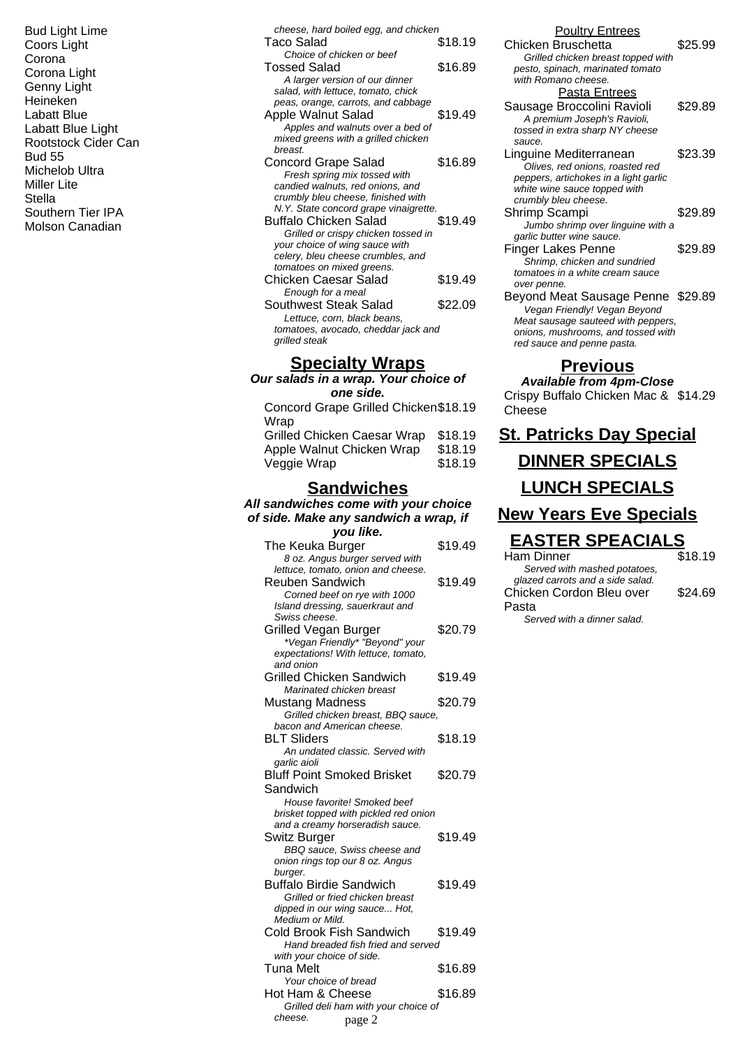Bud Light Lime
Coors Light
Corona
Corona Light
Genny Light
Heineken
Labatt Blue
Labatt Blue Light
Rootstock Cider Can
Bud 55
Michelob Ultra
Miller Lite
Stella
Southern Tier IPA
Molson Canadian

*cheese, hard boiled egg, and chicken*

Taco Salad $18.19
*Choice of chicken or beef*

Tossed Salad $16.89
*A larger version of our dinner salad, with lettuce, tomato, chick peas, orange, carrots, and cabbage*

Apple Walnut Salad $19.49
*Apples and walnuts over a bed of mixed greens with a grilled chicken breast.*

Concord Grape Salad $16.89
*Fresh spring mix tossed with candied walnuts, red onions, and crumbly bleu cheese, finished with N.Y. State concord grape vinaigrette.*

Buffalo Chicken Salad $19.49
*Grilled or crispy chicken tossed in your choice of wing sauce with celery, bleu cheese crumbles, and tomatoes on mixed greens.*

Chicken Caesar Salad $19.49
*Enough for a meal*

Southwest Steak Salad $22.09
*Lettuce, corn, black beans, tomatoes, avocado, cheddar jack and grilled steak*

## Specialty Wraps

***Our salads in a wrap. Your choice of one side.***

Concord Grape Grilled Chicken Wrap $18.19

Grilled Chicken Caesar Wrap $18.19

Apple Walnut Chicken Wrap $18.19

Veggie Wrap $18.19

## Sandwiches

***All sandwiches come with your choice of side. Make any sandwich a wrap, if you like.***

The Keuka Burger $19.49
*8 oz. Angus burger served with lettuce, tomato, onion and cheese.*

Reuben Sandwich $19.49
*Corned beef on rye with 1000 Island dressing, sauerkraut and Swiss cheese.*

Grilled Vegan Burger $20.79
*\*Vegan Friendly\* "Beyond" your expectations! With lettuce, tomato, and onion*

Grilled Chicken Sandwich $19.49
*Marinated chicken breast*

Mustang Madness $20.79
*Grilled chicken breast, BBQ sauce, bacon and American cheese.*

BLT Sliders $18.19
*An undated classic. Served with garlic aioli*

Bluff Point Smoked Brisket Sandwich $20.79
*House favorite! Smoked beef brisket topped with pickled red onion and a creamy horseradish sauce.*

Switz Burger $19.49
*BBQ sauce, Swiss cheese and onion rings top our 8 oz. Angus burger.*

Buffalo Birdie Sandwich $19.49
*Grilled or fried chicken breast dipped in our wing sauce... Hot, Medium or Mild.*

Cold Brook Fish Sandwich $19.49
*Hand breaded fish fried and served with your choice of side.*

Tuna Melt $16.89
*Your choice of bread*

Hot Ham & Cheese $16.89
*Grilled deli ham with your choice of cheese.*

### Poultry Entrees

Chicken Bruschetta $25.99
*Grilled chicken breast topped with pesto, spinach, marinated tomato with Romano cheese.*

### Pasta Entrees

Sausage Broccolini Ravioli $29.89
*A premium Joseph's Ravioli, tossed in extra sharp NY cheese sauce.*

Linguine Mediterranean $23.39
*Olives, red onions, roasted red peppers, artichokes in a light garlic white wine sauce topped with crumbly bleu cheese.*

Shrimp Scampi $29.89
*Jumbo shrimp over linguine with a garlic butter wine sauce.*

Finger Lakes Penne $29.89
*Shrimp, chicken and sundried tomatoes in a white cream sauce over penne.*

Beyond Meat Sausage Penne $29.89
*Vegan Friendly! Vegan Beyond Meat sausage sauteed with peppers, onions, mushrooms, and tossed with red sauce and penne pasta.*

## Previous

***Available from 4pm-Close***

Crispy Buffalo Chicken Mac & Cheese $14.29

## St. Patricks Day Special

## DINNER SPECIALS

## LUNCH SPECIALS

## New Years Eve Specials

## EASTER SPEACIALS

Ham Dinner $18.19
*Served with mashed potatoes, glazed carrots and a side salad.*

Chicken Cordon Bleu over Pasta $24.69
*Served with a dinner salad.*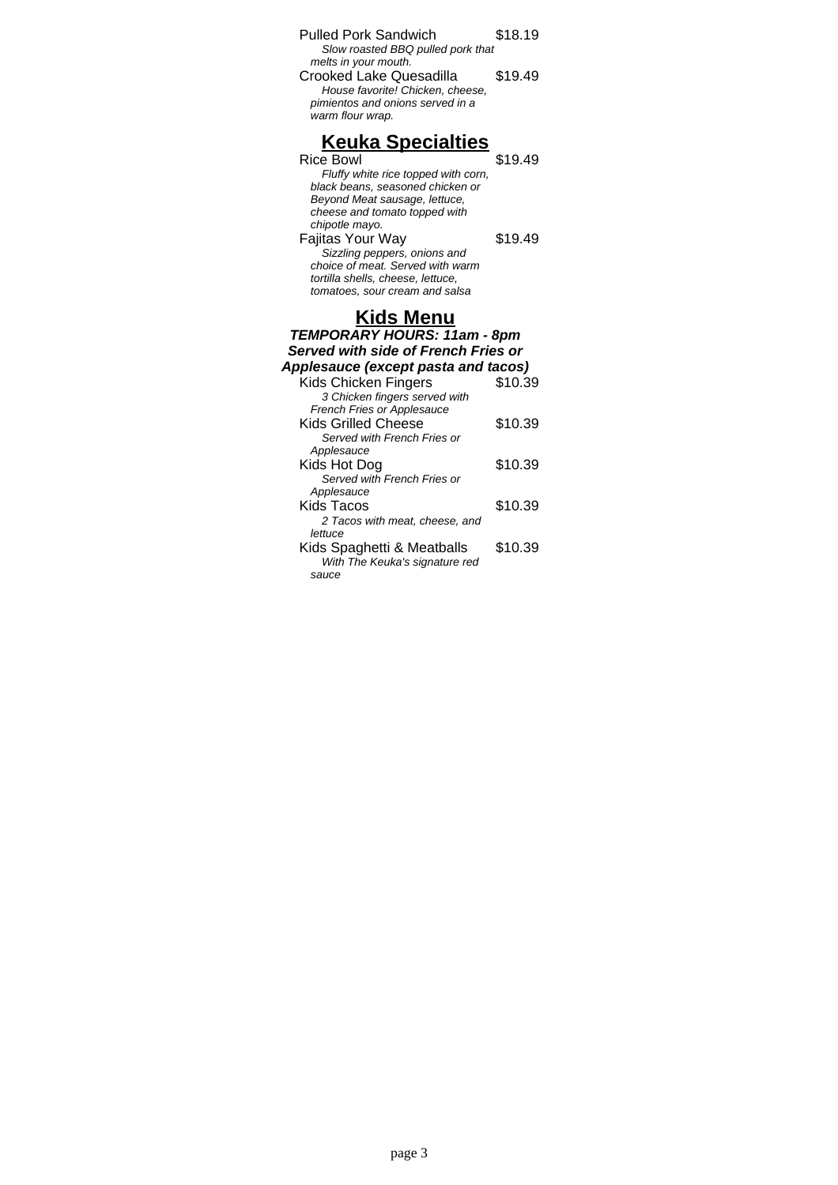Pulled Pork Sandwich $18.19
*Slow roasted BBQ pulled pork that melts in your mouth.*

Crooked Lake Quesadilla $19.49
*House favorite! Chicken, cheese, pimientos and onions served in a warm flour wrap.*

## Keuka Specialties

Rice Bowl $19.49
*Fluffy white rice topped with corn, black beans, seasoned chicken or Beyond Meat sausage, lettuce, cheese and tomato topped with chipotle mayo.*

Fajitas Your Way $19.49
*Sizzling peppers, onions and choice of meat. Served with warm tortilla shells, cheese, lettuce, tomatoes, sour cream and salsa*

## Kids Menu

***TEMPORARY HOURS: 11am - 8pm***
***Served with side of French Fries or Applesauce (except pasta and tacos)***

Kids Chicken Fingers $10.39
*3 Chicken fingers served with French Fries or Applesauce*

Kids Grilled Cheese $10.39
*Served with French Fries or Applesauce*

Kids Hot Dog $10.39
*Served with French Fries or Applesauce*

Kids Tacos $10.39
*2 Tacos with meat, cheese, and lettuce*

Kids Spaghetti & Meatballs $10.39
*With The Keuka's signature red sauce*